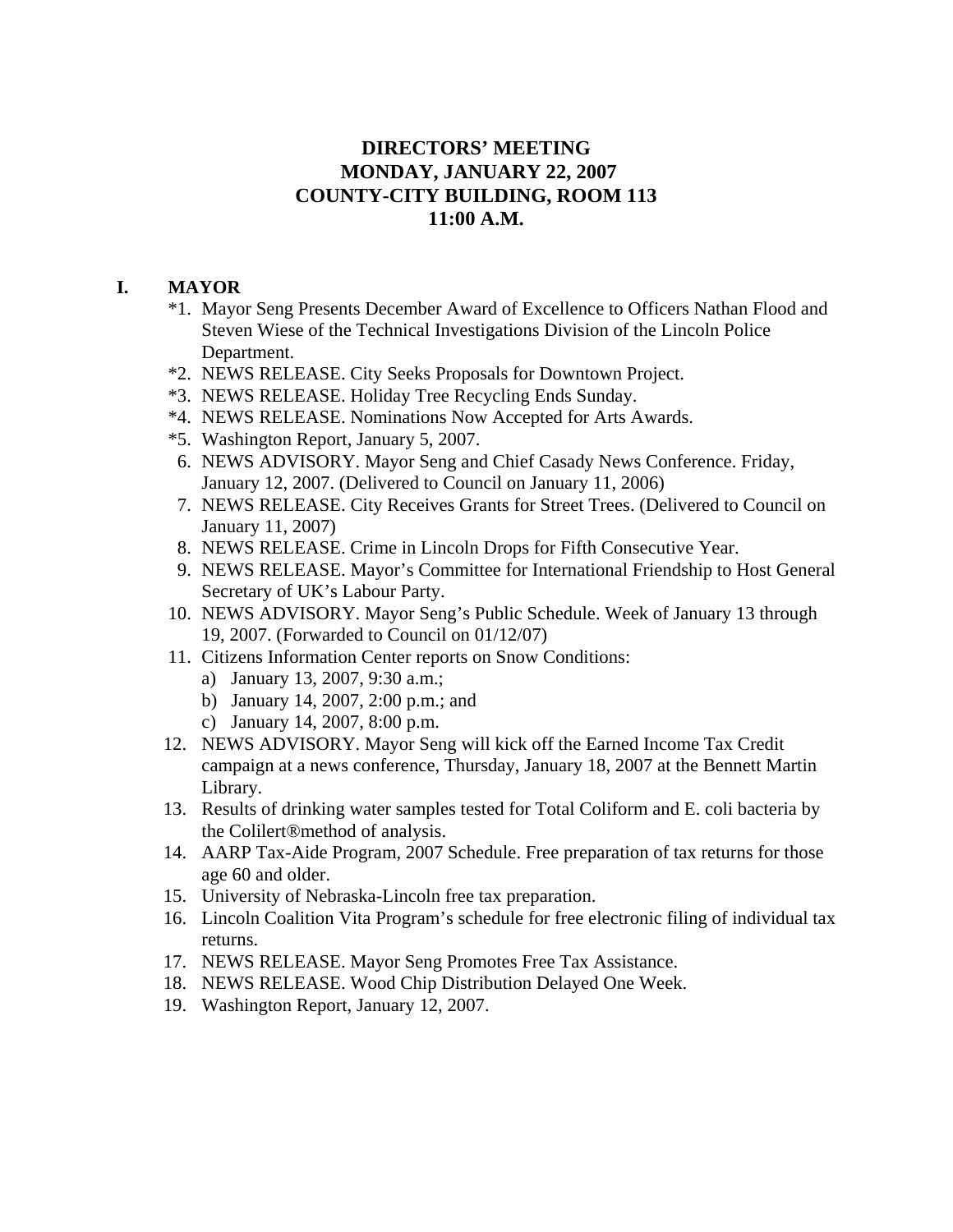# DIRECTORS' MEETING
# MONDAY, JANUARY 22, 2007
# COUNTY-CITY BUILDING, ROOM 113
# 11:00 A.M.

## I. MAYOR

*1. Mayor Seng Presents December Award of Excellence to Officers Nathan Flood and Steven Wiese of the Technical Investigations Division of the Lincoln Police Department.

*2. NEWS RELEASE. City Seeks Proposals for Downtown Project.

*3. NEWS RELEASE. Holiday Tree Recycling Ends Sunday.

*4. NEWS RELEASE. Nominations Now Accepted for Arts Awards.

*5. Washington Report, January 5, 2007.

6. NEWS ADVISORY. Mayor Seng and Chief Casady News Conference. Friday, January 12, 2007. (Delivered to Council on January 11, 2006)
7. NEWS RELEASE. City Receives Grants for Street Trees. (Delivered to Council on January 11, 2007)
8. NEWS RELEASE. Crime in Lincoln Drops for Fifth Consecutive Year.
9. NEWS RELEASE. Mayor's Committee for International Friendship to Host General Secretary of UK's Labour Party.
10. NEWS ADVISORY. Mayor Seng's Public Schedule. Week of January 13 through 19, 2007. (Forwarded to Council on 01/12/07)
11. Citizens Information Center reports on Snow Conditions:
    a) January 13, 2007, 9:30 a.m.;
    b) January 14, 2007, 2:00 p.m.; and
    c) January 14, 2007, 8:00 p.m.
12. NEWS ADVISORY. Mayor Seng will kick off the Earned Income Tax Credit campaign at a news conference, Thursday, January 18, 2007 at the Bennett Martin Library.
13. Results of drinking water samples tested for Total Coliform and E. coli bacteria by the Colilert®method of analysis.
14. AARP Tax-Aide Program, 2007 Schedule. Free preparation of tax returns for those age 60 and older.
15. University of Nebraska-Lincoln free tax preparation.
16. Lincoln Coalition Vita Program's schedule for free electronic filing of individual tax returns.
17. NEWS RELEASE. Mayor Seng Promotes Free Tax Assistance.
18. NEWS RELEASE. Wood Chip Distribution Delayed One Week.
19. Washington Report, January 12, 2007.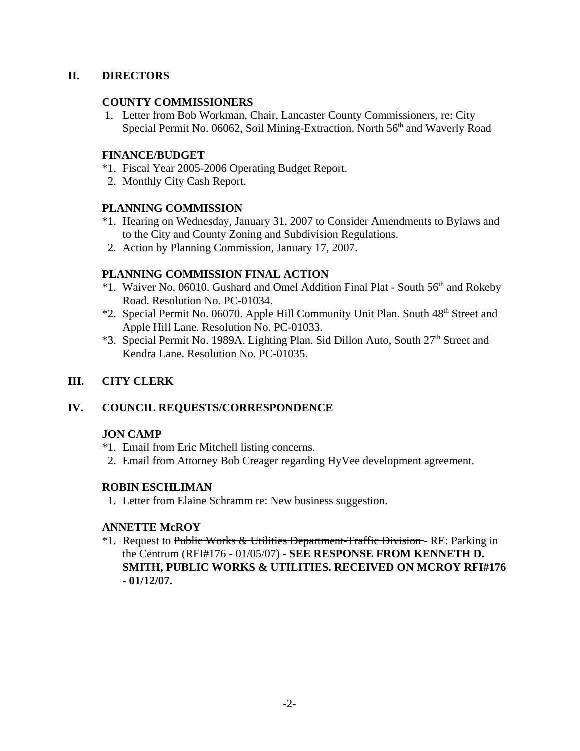## II. DIRECTORS

### COUNTY COMMISSIONERS

1. Letter from Bob Workman, Chair, Lancaster County Commissioners, re: City Special Permit No. 06062, Soil Mining-Extraction. North 56th and Waverly Road

### FINANCE/BUDGET

*1. Fiscal Year 2005-2006 Operating Budget Report.
2. Monthly City Cash Report.

### PLANNING COMMISSION

*1. Hearing on Wednesday, January 31, 2007 to Consider Amendments to Bylaws and to the City and County Zoning and Subdivision Regulations.
2. Action by Planning Commission, January 17, 2007.

### PLANNING COMMISSION FINAL ACTION

*1. Waiver No. 06010. Gushard and Omel Addition Final Plat - South 56th and Rokeby Road. Resolution No. PC-01034.
*2. Special Permit No. 06070. Apple Hill Community Unit Plan. South 48th Street and Apple Hill Lane. Resolution No. PC-01033.
*3. Special Permit No. 1989A. Lighting Plan. Sid Dillon Auto, South 27th Street and Kendra Lane. Resolution No. PC-01035.

## III. CITY CLERK

## IV. COUNCIL REQUESTS/CORRESPONDENCE

### JON CAMP

*1. Email from Eric Mitchell listing concerns.
2. Email from Attorney Bob Creager regarding HyVee development agreement.

### ROBIN ESCHLIMAN

1. Letter from Elaine Schramm re: New business suggestion.

### ANNETTE McROY

*1. Request to ~~Public Works & Utilities Department-Traffic Division~~ - RE: Parking in the Centrum (RFI#176 - 01/05/07) **- SEE RESPONSE FROM KENNETH D. SMITH, PUBLIC WORKS & UTILITIES. RECEIVED ON MCROY RFI#176 - 01/12/07.**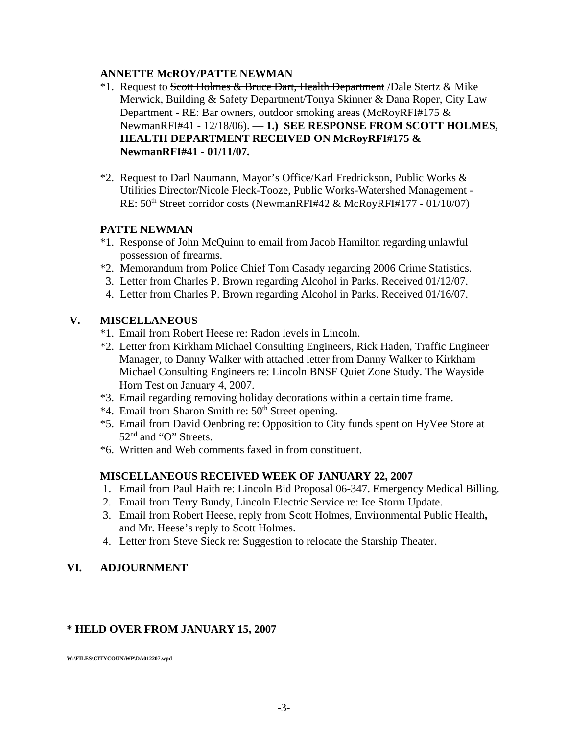**ANNETTE McROY/PATTE NEWMAN**

*1. Request to ~~Scott Holmes & Bruce Dart, Health Department~~ /Dale Stertz & Mike Merwick, Building & Safety Department/Tonya Skinner & Dana Roper, City Law Department - RE: Bar owners, outdoor smoking areas (McRoyRFI#175 & NewmanRFI#41 - 12/18/06). — **1.) SEE RESPONSE FROM SCOTT HOLMES, HEALTH DEPARTMENT RECEIVED ON McRoyRFI#175 & NewmanRFI#41 - 01/11/07.**

*2. Request to Darl Naumann, Mayor's Office/Karl Fredrickson, Public Works & Utilities Director/Nicole Fleck-Tooze, Public Works-Watershed Management - RE: 50th Street corridor costs (NewmanRFI#42 & McRoyRFI#177 - 01/10/07)

**PATTE NEWMAN**

*1. Response of John McQuinn to email from Jacob Hamilton regarding unlawful possession of firearms.
*2. Memorandum from Police Chief Tom Casady regarding 2006 Crime Statistics.
3. Letter from Charles P. Brown regarding Alcohol in Parks. Received 01/12/07.
4. Letter from Charles P. Brown regarding Alcohol in Parks. Received 01/16/07.

## V. MISCELLANEOUS

*1. Email from Robert Heese re: Radon levels in Lincoln.
*2. Letter from Kirkham Michael Consulting Engineers, Rick Haden, Traffic Engineer Manager, to Danny Walker with attached letter from Danny Walker to Kirkham Michael Consulting Engineers re: Lincoln BNSF Quiet Zone Study. The Wayside Horn Test on January 4, 2007.
*3. Email regarding removing holiday decorations within a certain time frame.
*4. Email from Sharon Smith re: 50th Street opening.
*5. Email from David Oenbring re: Opposition to City funds spent on HyVee Store at 52nd and "O" Streets.
*6. Written and Web comments faxed in from constituent.

**MISCELLANEOUS RECEIVED WEEK OF JANUARY 22, 2007**

1. Email from Paul Haith re: Lincoln Bid Proposal 06-347. Emergency Medical Billing.
2. Email from Terry Bundy, Lincoln Electric Service re: Ice Storm Update.
3. Email from Robert Heese, reply from Scott Holmes, Environmental Public Health, and Mr. Heese's reply to Scott Holmes.
4. Letter from Steve Sieck re: Suggestion to relocate the Starship Theater.

## VI. ADJOURNMENT

**\* HELD OVER FROM JANUARY 15, 2007**

W:\FILES\CITYCOUN\WP\DA012207.wpd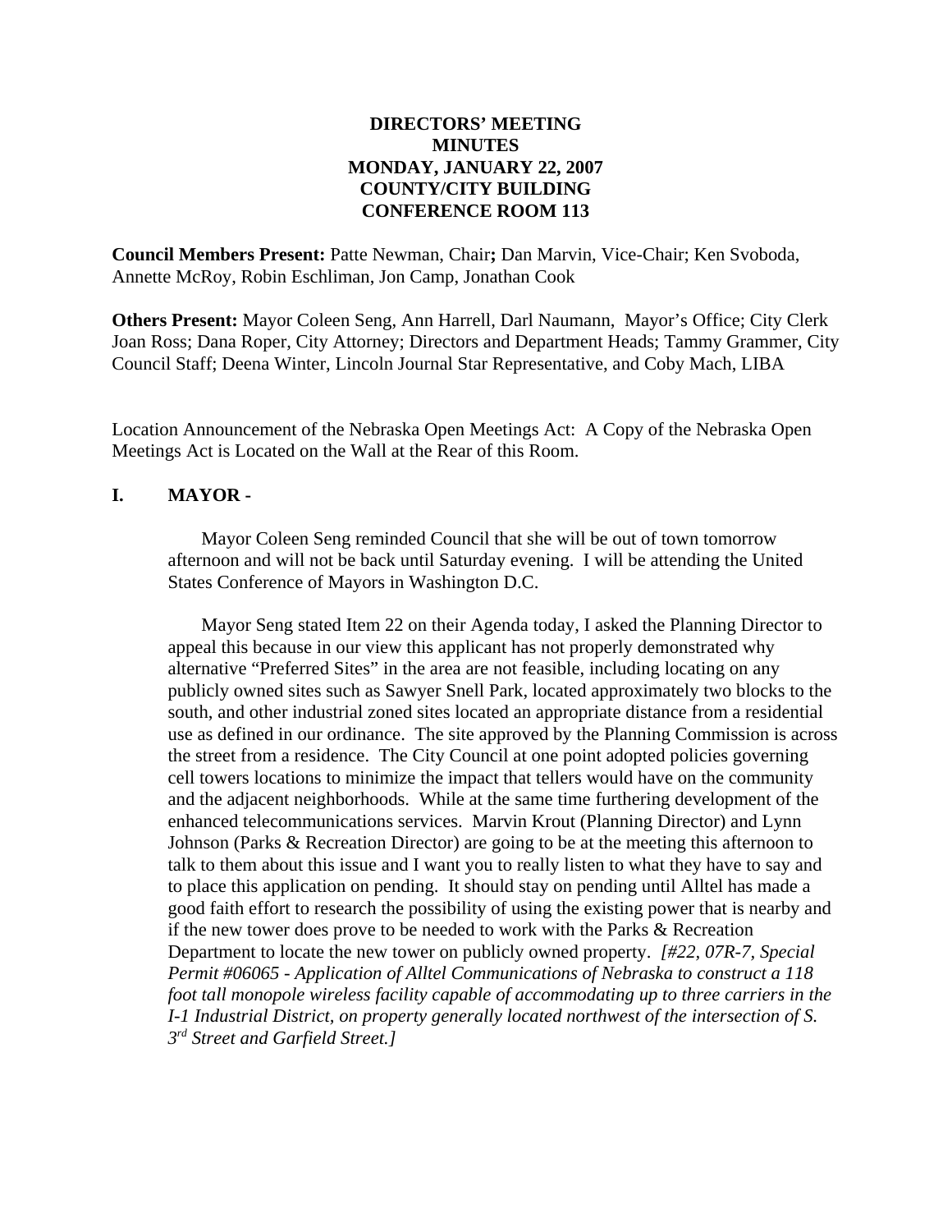**DIRECTORS' MEETING**
**MINUTES**
**MONDAY, JANUARY 22, 2007**
**COUNTY/CITY BUILDING**
**CONFERENCE ROOM 113**

**Council Members Present:** Patte Newman, Chair**;** Dan Marvin, Vice-Chair; Ken Svoboda, Annette McRoy, Robin Eschliman, Jon Camp, Jonathan Cook

**Others Present:** Mayor Coleen Seng, Ann Harrell, Darl Naumann, Mayor's Office; City Clerk Joan Ross; Dana Roper, City Attorney; Directors and Department Heads; Tammy Grammer, City Council Staff; Deena Winter, Lincoln Journal Star Representative, and Coby Mach, LIBA

Location Announcement of the Nebraska Open Meetings Act: A Copy of the Nebraska Open Meetings Act is Located on the Wall at the Rear of this Room.

## I. MAYOR -

Mayor Coleen Seng reminded Council that she will be out of town tomorrow afternoon and will not be back until Saturday evening. I will be attending the United States Conference of Mayors in Washington D.C.

Mayor Seng stated Item 22 on their Agenda today, I asked the Planning Director to appeal this because in our view this applicant has not properly demonstrated why alternative "Preferred Sites" in the area are not feasible, including locating on any publicly owned sites such as Sawyer Snell Park, located approximately two blocks to the south, and other industrial zoned sites located an appropriate distance from a residential use as defined in our ordinance. The site approved by the Planning Commission is across the street from a residence. The City Council at one point adopted policies governing cell towers locations to minimize the impact that tellers would have on the community and the adjacent neighborhoods. While at the same time furthering development of the enhanced telecommunications services. Marvin Krout (Planning Director) and Lynn Johnson (Parks & Recreation Director) are going to be at the meeting this afternoon to talk to them about this issue and I want you to really listen to what they have to say and to place this application on pending. It should stay on pending until Alltel has made a good faith effort to research the possibility of using the existing power that is nearby and if the new tower does prove to be needed to work with the Parks & Recreation Department to locate the new tower on publicly owned property. *[#22, 07R-7, Special Permit #06065 - Application of Alltel Communications of Nebraska to construct a 118 foot tall monopole wireless facility capable of accommodating up to three carriers in the I-1 Industrial District, on property generally located northwest of the intersection of S. 3rd Street and Garfield Street.]*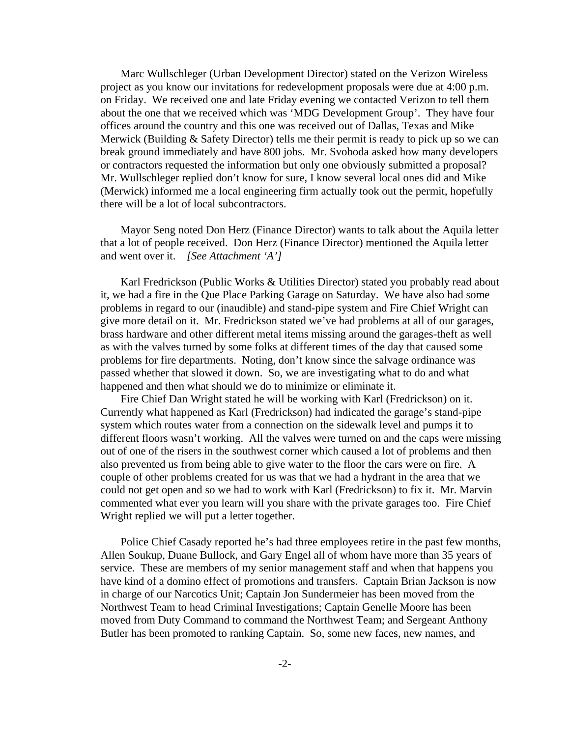Marc Wullschleger (Urban Development Director) stated on the Verizon Wireless project as you know our invitations for redevelopment proposals were due at 4:00 p.m. on Friday. We received one and late Friday evening we contacted Verizon to tell them about the one that we received which was 'MDG Development Group'. They have four offices around the country and this one was received out of Dallas, Texas and Mike Merwick (Building & Safety Director) tells me their permit is ready to pick up so we can break ground immediately and have 800 jobs. Mr. Svoboda asked how many developers or contractors requested the information but only one obviously submitted a proposal? Mr. Wullschleger replied don't know for sure, I know several local ones did and Mike (Merwick) informed me a local engineering firm actually took out the permit, hopefully there will be a lot of local subcontractors.

Mayor Seng noted Don Herz (Finance Director) wants to talk about the Aquila letter that a lot of people received. Don Herz (Finance Director) mentioned the Aquila letter and went over it. *[See Attachment 'A']*

Karl Fredrickson (Public Works & Utilities Director) stated you probably read about it, we had a fire in the Que Place Parking Garage on Saturday. We have also had some problems in regard to our (inaudible) and stand-pipe system and Fire Chief Wright can give more detail on it. Mr. Fredrickson stated we've had problems at all of our garages, brass hardware and other different metal items missing around the garages-theft as well as with the valves turned by some folks at different times of the day that caused some problems for fire departments. Noting, don't know since the salvage ordinance was passed whether that slowed it down. So, we are investigating what to do and what happened and then what should we do to minimize or eliminate it.

Fire Chief Dan Wright stated he will be working with Karl (Fredrickson) on it. Currently what happened as Karl (Fredrickson) had indicated the garage's stand-pipe system which routes water from a connection on the sidewalk level and pumps it to different floors wasn't working. All the valves were turned on and the caps were missing out of one of the risers in the southwest corner which caused a lot of problems and then also prevented us from being able to give water to the floor the cars were on fire. A couple of other problems created for us was that we had a hydrant in the area that we could not get open and so we had to work with Karl (Fredrickson) to fix it. Mr. Marvin commented what ever you learn will you share with the private garages too. Fire Chief Wright replied we will put a letter together.

Police Chief Casady reported he's had three employees retire in the past few months, Allen Soukup, Duane Bullock, and Gary Engel all of whom have more than 35 years of service. These are members of my senior management staff and when that happens you have kind of a domino effect of promotions and transfers. Captain Brian Jackson is now in charge of our Narcotics Unit; Captain Jon Sundermeier has been moved from the Northwest Team to head Criminal Investigations; Captain Genelle Moore has been moved from Duty Command to command the Northwest Team; and Sergeant Anthony Butler has been promoted to ranking Captain. So, some new faces, new names, and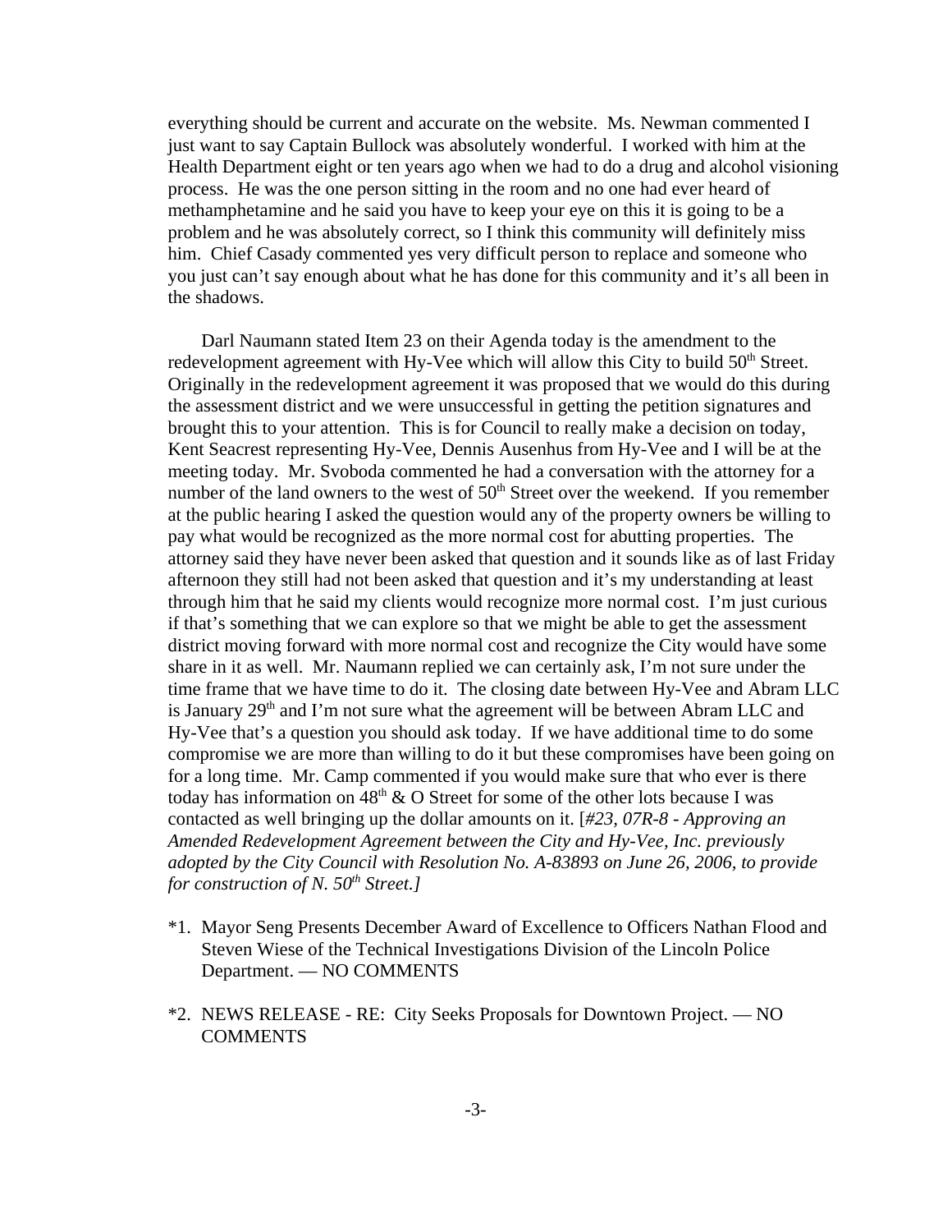everything should be current and accurate on the website. Ms. Newman commented I just want to say Captain Bullock was absolutely wonderful. I worked with him at the Health Department eight or ten years ago when we had to do a drug and alcohol visioning process. He was the one person sitting in the room and no one had ever heard of methamphetamine and he said you have to keep your eye on this it is going to be a problem and he was absolutely correct, so I think this community will definitely miss him. Chief Casady commented yes very difficult person to replace and someone who you just can't say enough about what he has done for this community and it's all been in the shadows.

Darl Naumann stated Item 23 on their Agenda today is the amendment to the redevelopment agreement with Hy-Vee which will allow this City to build 50th Street. Originally in the redevelopment agreement it was proposed that we would do this during the assessment district and we were unsuccessful in getting the petition signatures and brought this to your attention. This is for Council to really make a decision on today, Kent Seacrest representing Hy-Vee, Dennis Ausenhus from Hy-Vee and I will be at the meeting today. Mr. Svoboda commented he had a conversation with the attorney for a number of the land owners to the west of 50th Street over the weekend. If you remember at the public hearing I asked the question would any of the property owners be willing to pay what would be recognized as the more normal cost for abutting properties. The attorney said they have never been asked that question and it sounds like as of last Friday afternoon they still had not been asked that question and it's my understanding at least through him that he said my clients would recognize more normal cost. I'm just curious if that's something that we can explore so that we might be able to get the assessment district moving forward with more normal cost and recognize the City would have some share in it as well. Mr. Naumann replied we can certainly ask, I'm not sure under the time frame that we have time to do it. The closing date between Hy-Vee and Abram LLC is January 29th and I'm not sure what the agreement will be between Abram LLC and Hy-Vee that's a question you should ask today. If we have additional time to do some compromise we are more than willing to do it but these compromises have been going on for a long time. Mr. Camp commented if you would make sure that who ever is there today has information on 48th & O Street for some of the other lots because I was contacted as well bringing up the dollar amounts on it. [*#23, 07R-8 - Approving an Amended Redevelopment Agreement between the City and Hy-Vee, Inc. previously adopted by the City Council with Resolution No. A-83893 on June 26, 2006, to provide for construction of N. 50th Street.]*

*1. Mayor Seng Presents December Award of Excellence to Officers Nathan Flood and Steven Wiese of the Technical Investigations Division of the Lincoln Police Department. — NO COMMENTS

*2. NEWS RELEASE - RE: City Seeks Proposals for Downtown Project. — NO COMMENTS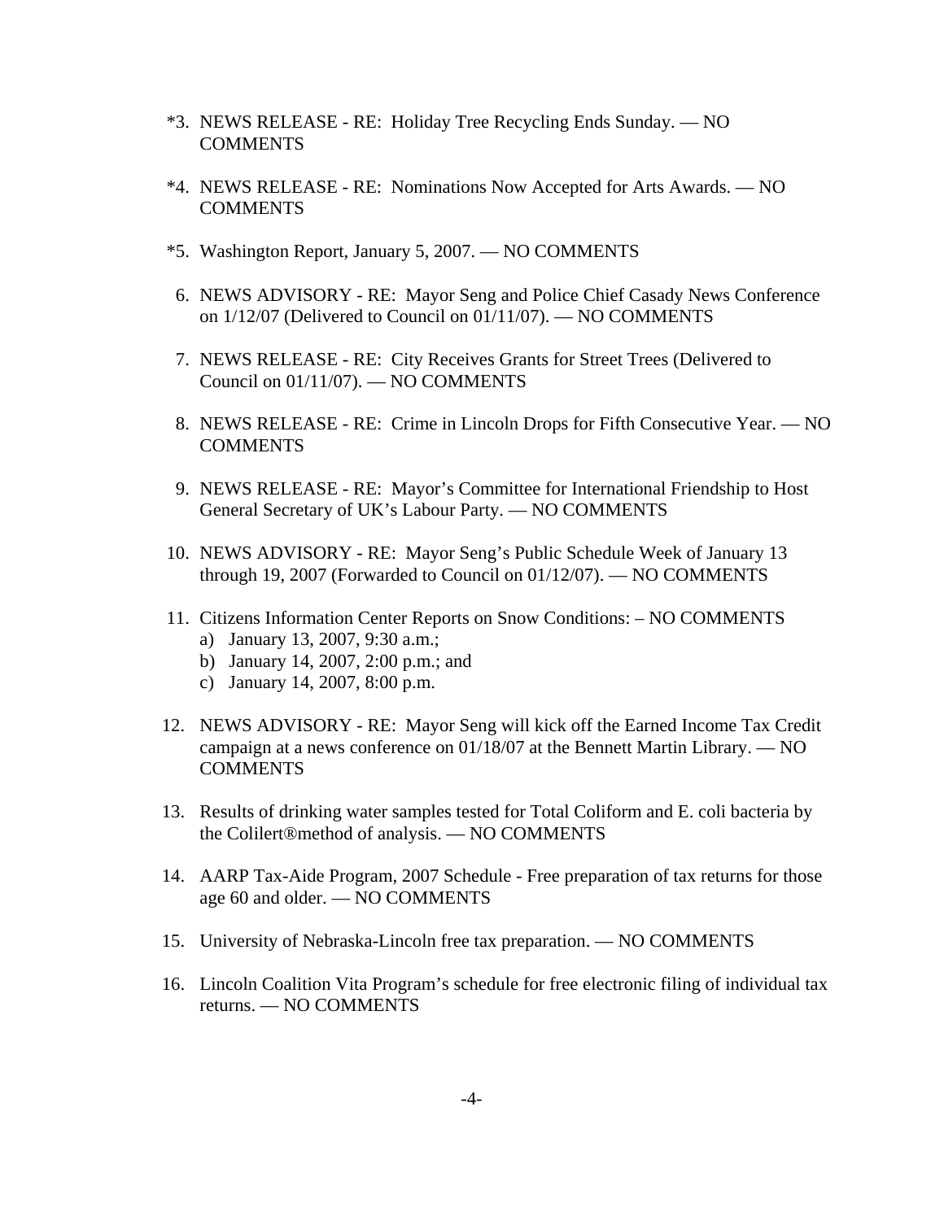*3. NEWS RELEASE - RE: Holiday Tree Recycling Ends Sunday. — NO COMMENTS

*4. NEWS RELEASE - RE: Nominations Now Accepted for Arts Awards. — NO COMMENTS

*5. Washington Report, January 5, 2007. — NO COMMENTS

6. NEWS ADVISORY - RE: Mayor Seng and Police Chief Casady News Conference on 1/12/07 (Delivered to Council on 01/11/07). — NO COMMENTS

7. NEWS RELEASE - RE: City Receives Grants for Street Trees (Delivered to Council on 01/11/07). — NO COMMENTS

8. NEWS RELEASE - RE: Crime in Lincoln Drops for Fifth Consecutive Year. — NO COMMENTS

9. NEWS RELEASE - RE: Mayor's Committee for International Friendship to Host General Secretary of UK's Labour Party. — NO COMMENTS

10. NEWS ADVISORY - RE: Mayor Seng's Public Schedule Week of January 13 through 19, 2007 (Forwarded to Council on 01/12/07). — NO COMMENTS

11. Citizens Information Center Reports on Snow Conditions: – NO COMMENTS
    a) January 13, 2007, 9:30 a.m.;
    b) January 14, 2007, 2:00 p.m.; and
    c) January 14, 2007, 8:00 p.m.

12. NEWS ADVISORY - RE: Mayor Seng will kick off the Earned Income Tax Credit campaign at a news conference on 01/18/07 at the Bennett Martin Library. — NO COMMENTS

13. Results of drinking water samples tested for Total Coliform and E. coli bacteria by the Colilert®method of analysis. — NO COMMENTS

14. AARP Tax-Aide Program, 2007 Schedule - Free preparation of tax returns for those age 60 and older. — NO COMMENTS

15. University of Nebraska-Lincoln free tax preparation. — NO COMMENTS

16. Lincoln Coalition Vita Program's schedule for free electronic filing of individual tax returns. — NO COMMENTS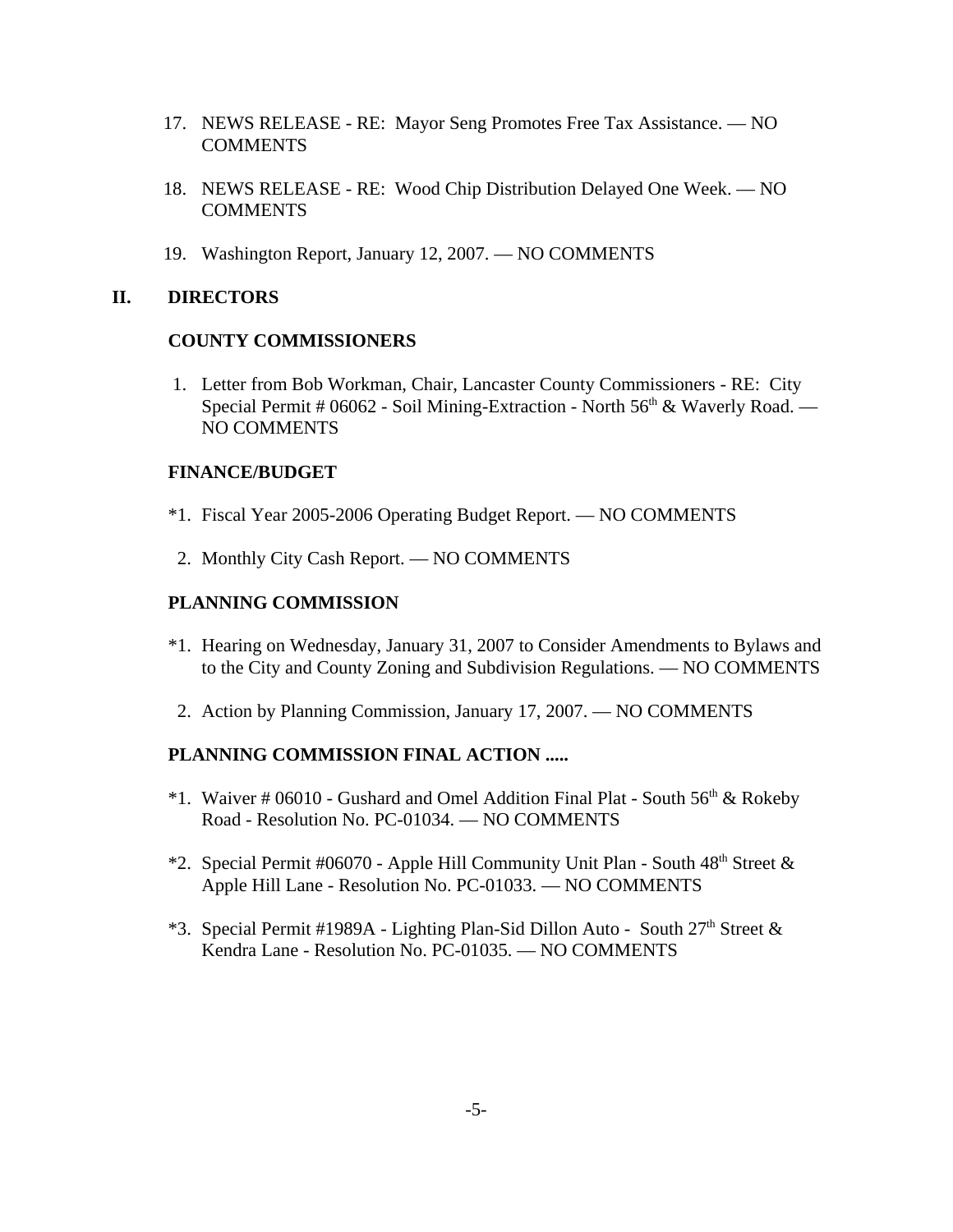17. NEWS RELEASE - RE: Mayor Seng Promotes Free Tax Assistance. — NO COMMENTS

18. NEWS RELEASE - RE: Wood Chip Distribution Delayed One Week. — NO COMMENTS

19. Washington Report, January 12, 2007. — NO COMMENTS

## II. DIRECTORS

### COUNTY COMMISSIONERS

1. Letter from Bob Workman, Chair, Lancaster County Commissioners - RE: City Special Permit # 06062 - Soil Mining-Extraction - North 56th & Waverly Road. — NO COMMENTS

### FINANCE/BUDGET

*1. Fiscal Year 2005-2006 Operating Budget Report. — NO COMMENTS

2. Monthly City Cash Report. — NO COMMENTS

### PLANNING COMMISSION

*1. Hearing on Wednesday, January 31, 2007 to Consider Amendments to Bylaws and to the City and County Zoning and Subdivision Regulations. — NO COMMENTS

2. Action by Planning Commission, January 17, 2007. — NO COMMENTS

### PLANNING COMMISSION FINAL ACTION .....

*1. Waiver # 06010 - Gushard and Omel Addition Final Plat - South 56th & Rokeby Road - Resolution No. PC-01034. — NO COMMENTS

*2. Special Permit #06070 - Apple Hill Community Unit Plan - South 48th Street & Apple Hill Lane - Resolution No. PC-01033. — NO COMMENTS

*3. Special Permit #1989A - Lighting Plan-Sid Dillon Auto - South 27th Street & Kendra Lane - Resolution No. PC-01035. — NO COMMENTS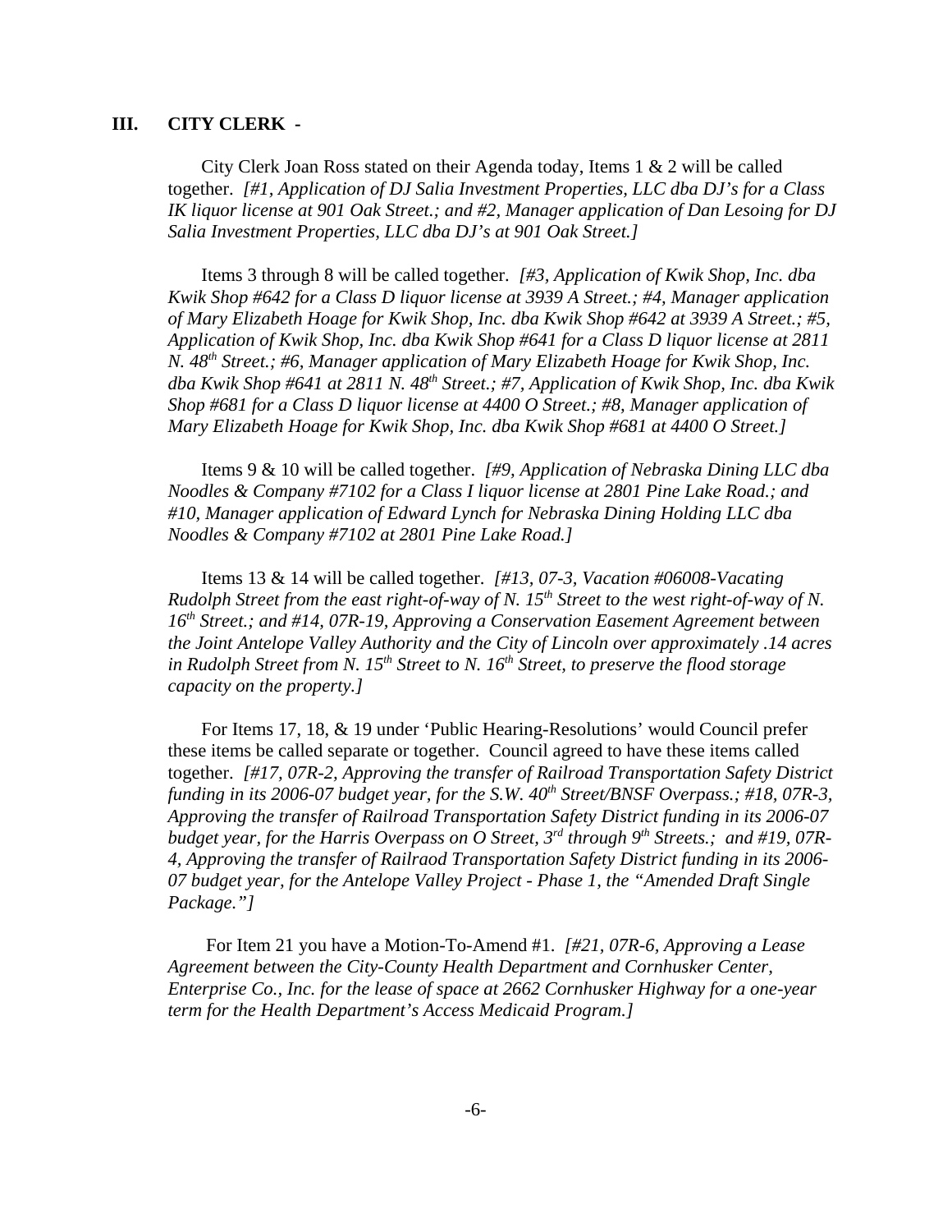## III. CITY CLERK -

City Clerk Joan Ross stated on their Agenda today, Items 1 & 2 will be called together. *[#1, Application of DJ Salia Investment Properties, LLC dba DJ's for a Class IK liquor license at 901 Oak Street.; and #2, Manager application of Dan Lesoing for DJ Salia Investment Properties, LLC dba DJ's at 901 Oak Street.]*

Items 3 through 8 will be called together. *[#3, Application of Kwik Shop, Inc. dba Kwik Shop #642 for a Class D liquor license at 3939 A Street.; #4, Manager application of Mary Elizabeth Hoage for Kwik Shop, Inc. dba Kwik Shop #642 at 3939 A Street.; #5, Application of Kwik Shop, Inc. dba Kwik Shop #641 for a Class D liquor license at 2811 N. 48th Street.; #6, Manager application of Mary Elizabeth Hoage for Kwik Shop, Inc. dba Kwik Shop #641 at 2811 N. 48th Street.; #7, Application of Kwik Shop, Inc. dba Kwik Shop #681 for a Class D liquor license at 4400 O Street.; #8, Manager application of Mary Elizabeth Hoage for Kwik Shop, Inc. dba Kwik Shop #681 at 4400 O Street.]*

Items 9 & 10 will be called together. *[#9, Application of Nebraska Dining LLC dba Noodles & Company #7102 for a Class I liquor license at 2801 Pine Lake Road.; and #10, Manager application of Edward Lynch for Nebraska Dining Holding LLC dba Noodles & Company #7102 at 2801 Pine Lake Road.]*

Items 13 & 14 will be called together. *[#13, 07-3, Vacation #06008-Vacating Rudolph Street from the east right-of-way of N. 15th Street to the west right-of-way of N. 16th Street.; and #14, 07R-19, Approving a Conservation Easement Agreement between the Joint Antelope Valley Authority and the City of Lincoln over approximately .14 acres in Rudolph Street from N. 15th Street to N. 16th Street, to preserve the flood storage capacity on the property.]*

For Items 17, 18, & 19 under 'Public Hearing-Resolutions' would Council prefer these items be called separate or together. Council agreed to have these items called together. *[#17, 07R-2, Approving the transfer of Railroad Transportation Safety District funding in its 2006-07 budget year, for the S.W. 40th Street/BNSF Overpass.; #18, 07R-3, Approving the transfer of Railroad Transportation Safety District funding in its 2006-07 budget year, for the Harris Overpass on O Street, 3rd through 9th Streets.; and #19, 07R-4, Approving the transfer of Railraod Transportation Safety District funding in its 2006-07 budget year, for the Antelope Valley Project - Phase 1, the "Amended Draft Single Package."]*

For Item 21 you have a Motion-To-Amend #1. *[#21, 07R-6, Approving a Lease Agreement between the City-County Health Department and Cornhusker Center, Enterprise Co., Inc. for the lease of space at 2662 Cornhusker Highway for a one-year term for the Health Department's Access Medicaid Program.]*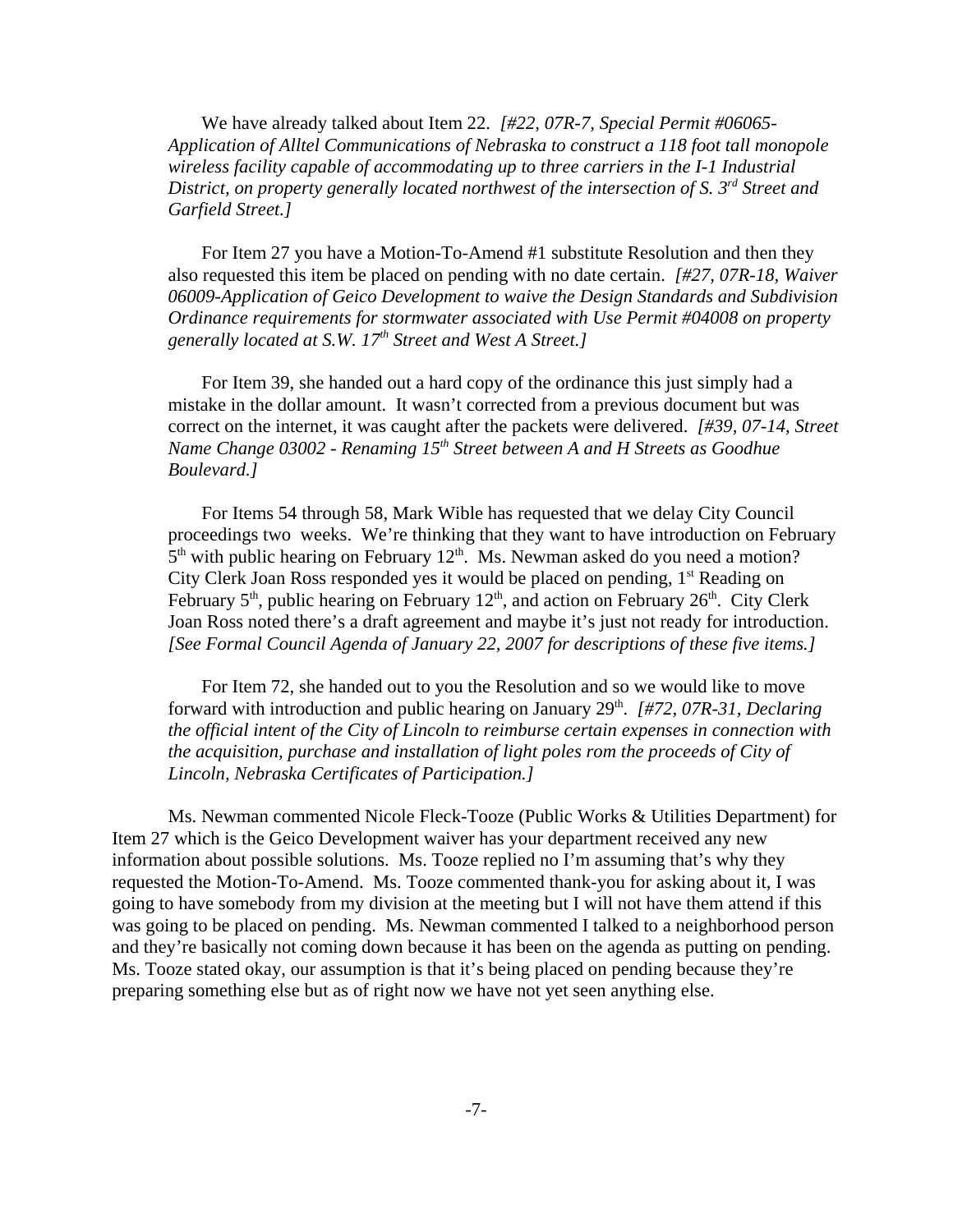We have already talked about Item 22. *[#22, 07R-7, Special Permit #06065-Application of Alltel Communications of Nebraska to construct a 118 foot tall monopole wireless facility capable of accommodating up to three carriers in the I-1 Industrial District, on property generally located northwest of the intersection of S. 3rd Street and Garfield Street.]*

For Item 27 you have a Motion-To-Amend #1 substitute Resolution and then they also requested this item be placed on pending with no date certain. *[#27, 07R-18, Waiver 06009-Application of Geico Development to waive the Design Standards and Subdivision Ordinance requirements for stormwater associated with Use Permit #04008 on property generally located at S.W. 17th Street and West A Street.]*

For Item 39, she handed out a hard copy of the ordinance this just simply had a mistake in the dollar amount. It wasn't corrected from a previous document but was correct on the internet, it was caught after the packets were delivered. *[#39, 07-14, Street Name Change 03002 - Renaming 15th Street between A and H Streets as Goodhue Boulevard.]*

For Items 54 through 58, Mark Wible has requested that we delay City Council proceedings two weeks. We're thinking that they want to have introduction on February 5th with public hearing on February 12th. Ms. Newman asked do you need a motion? City Clerk Joan Ross responded yes it would be placed on pending, 1st Reading on February 5th, public hearing on February 12th, and action on February 26th. City Clerk Joan Ross noted there's a draft agreement and maybe it's just not ready for introduction. *[See Formal Council Agenda of January 22, 2007 for descriptions of these five items.]*

For Item 72, she handed out to you the Resolution and so we would like to move forward with introduction and public hearing on January 29th. *[#72, 07R-31, Declaring the official intent of the City of Lincoln to reimburse certain expenses in connection with the acquisition, purchase and installation of light poles rom the proceeds of City of Lincoln, Nebraska Certificates of Participation.]*

Ms. Newman commented Nicole Fleck-Tooze (Public Works & Utilities Department) for Item 27 which is the Geico Development waiver has your department received any new information about possible solutions. Ms. Tooze replied no I'm assuming that's why they requested the Motion-To-Amend. Ms. Tooze commented thank-you for asking about it, I was going to have somebody from my division at the meeting but I will not have them attend if this was going to be placed on pending. Ms. Newman commented I talked to a neighborhood person and they're basically not coming down because it has been on the agenda as putting on pending. Ms. Tooze stated okay, our assumption is that it's being placed on pending because they're preparing something else but as of right now we have not yet seen anything else.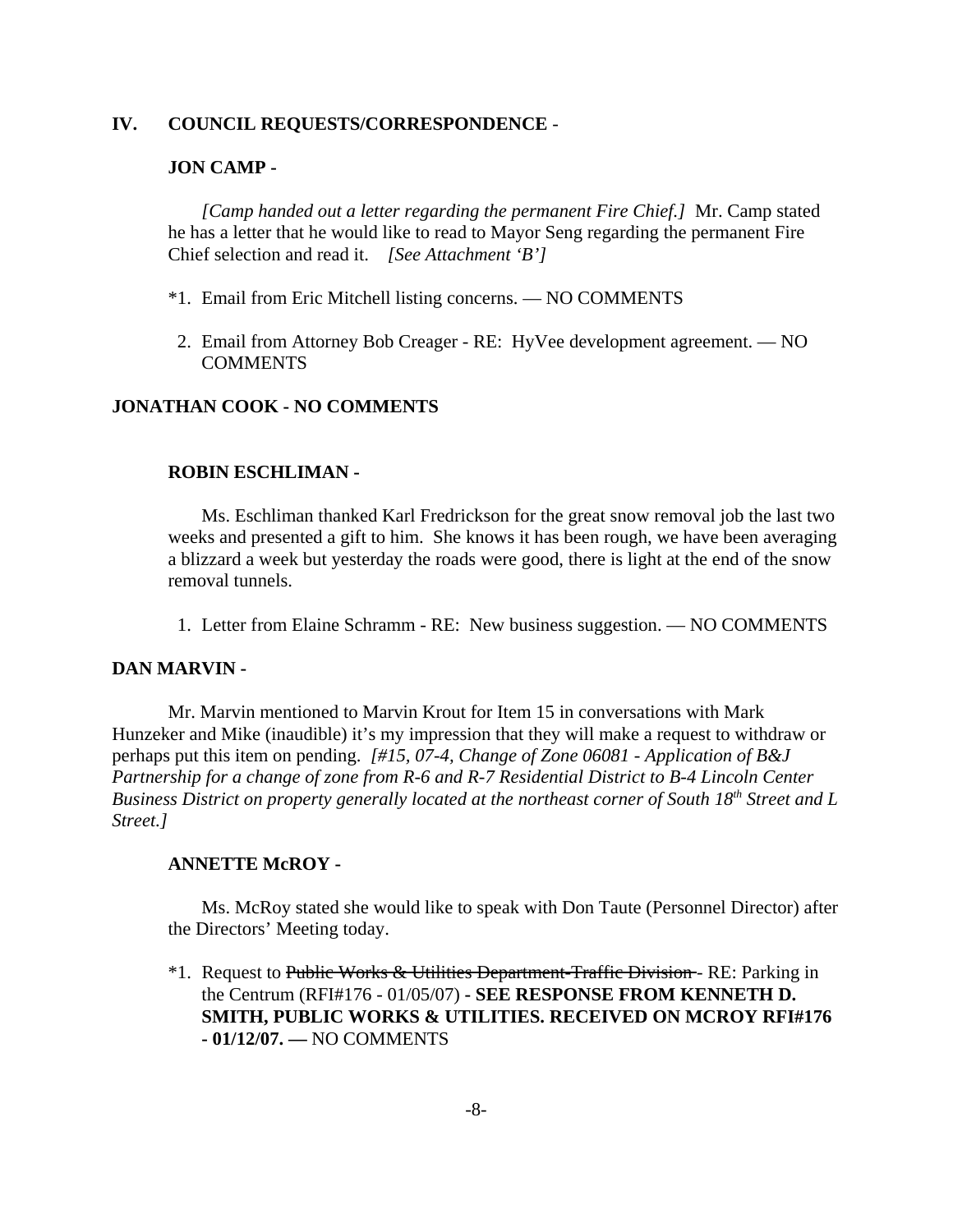## IV. COUNCIL REQUESTS/CORRESPONDENCE -

### JON CAMP -

*[Camp handed out a letter regarding the permanent Fire Chief.]* Mr. Camp stated he has a letter that he would like to read to Mayor Seng regarding the permanent Fire Chief selection and read it. *[See Attachment 'B']*

*1. Email from Eric Mitchell listing concerns. — NO COMMENTS

2. Email from Attorney Bob Creager - RE: HyVee development agreement. — NO COMMENTS

### JONATHAN COOK - NO COMMENTS

### ROBIN ESCHLIMAN -

Ms. Eschliman thanked Karl Fredrickson for the great snow removal job the last two weeks and presented a gift to him. She knows it has been rough, we have been averaging a blizzard a week but yesterday the roads were good, there is light at the end of the snow removal tunnels.

1. Letter from Elaine Schramm - RE: New business suggestion. — NO COMMENTS

### DAN MARVIN -

Mr. Marvin mentioned to Marvin Krout for Item 15 in conversations with Mark Hunzeker and Mike (inaudible) it's my impression that they will make a request to withdraw or perhaps put this item on pending. *[#15, 07-4, Change of Zone 06081 - Application of B&J Partnership for a change of zone from R-6 and R-7 Residential District to B-4 Lincoln Center Business District on property generally located at the northeast corner of South 18th Street and L Street.]*

### ANNETTE McROY -

Ms. McRoy stated she would like to speak with Don Taute (Personnel Director) after the Directors' Meeting today.

*1. Request to ~~Public Works & Utilities Department-Traffic Division~~ - RE: Parking in the Centrum (RFI#176 - 01/05/07) **- SEE RESPONSE FROM KENNETH D. SMITH, PUBLIC WORKS & UTILITIES. RECEIVED ON MCROY RFI#176 - 01/12/07. —** NO COMMENTS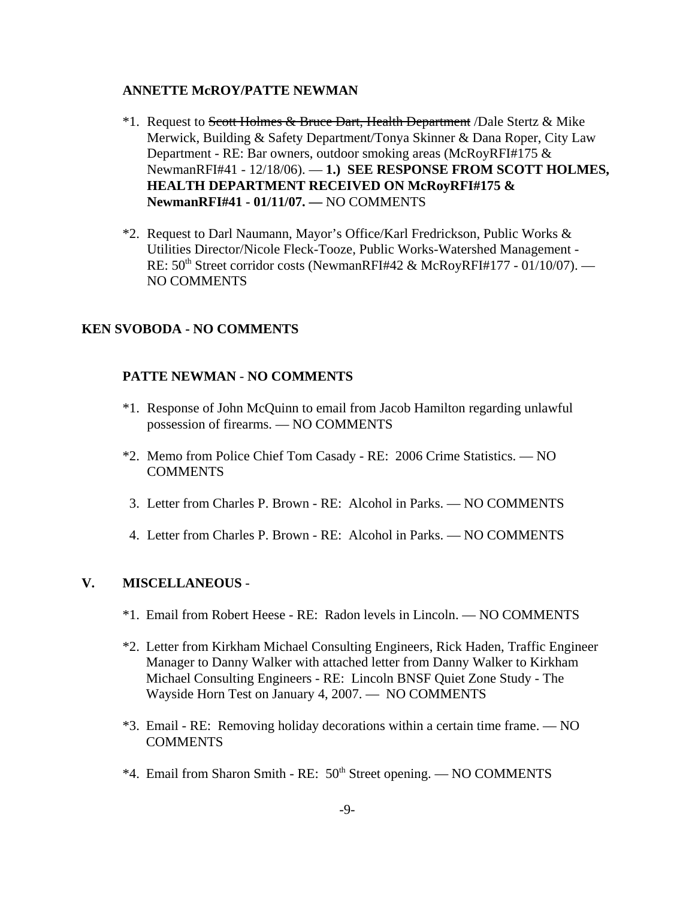**ANNETTE McROY/PATTE NEWMAN**

*1. Request to ~~Scott Holmes & Bruce Dart, Health Department~~ /Dale Stertz & Mike Merwick, Building & Safety Department/Tonya Skinner & Dana Roper, City Law Department - RE: Bar owners, outdoor smoking areas (McRoyRFI#175 & NewmanRFI#41 - 12/18/06). — **1.) SEE RESPONSE FROM SCOTT HOLMES, HEALTH DEPARTMENT RECEIVED ON McRoyRFI#175 & NewmanRFI#41 - 01/11/07. —** NO COMMENTS

*2. Request to Darl Naumann, Mayor's Office/Karl Fredrickson, Public Works & Utilities Director/Nicole Fleck-Tooze, Public Works-Watershed Management - RE: 50th Street corridor costs (NewmanRFI#42 & McRoyRFI#177 - 01/10/07). — NO COMMENTS

**KEN SVOBODA - NO COMMENTS**

**PATTE NEWMAN - NO COMMENTS**

*1. Response of John McQuinn to email from Jacob Hamilton regarding unlawful possession of firearms. — NO COMMENTS

*2. Memo from Police Chief Tom Casady - RE: 2006 Crime Statistics. — NO COMMENTS

3. Letter from Charles P. Brown - RE: Alcohol in Parks. — NO COMMENTS

4. Letter from Charles P. Brown - RE: Alcohol in Parks. — NO COMMENTS

**V. MISCELLANEOUS** -

*1. Email from Robert Heese - RE: Radon levels in Lincoln. — NO COMMENTS

*2. Letter from Kirkham Michael Consulting Engineers, Rick Haden, Traffic Engineer Manager to Danny Walker with attached letter from Danny Walker to Kirkham Michael Consulting Engineers - RE: Lincoln BNSF Quiet Zone Study - The Wayside Horn Test on January 4, 2007. — NO COMMENTS

*3. Email - RE: Removing holiday decorations within a certain time frame. — NO COMMENTS

*4. Email from Sharon Smith - RE: 50th Street opening. — NO COMMENTS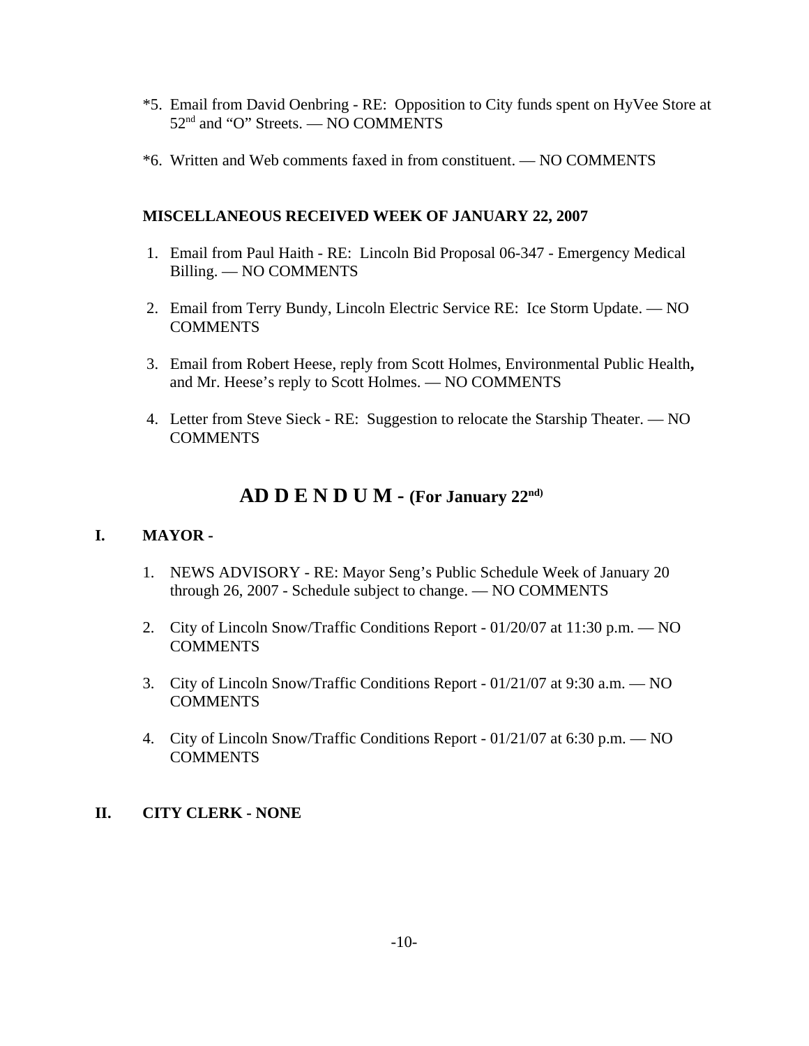*5. Email from David Oenbring - RE: Opposition to City funds spent on HyVee Store at 52nd and "O" Streets. — NO COMMENTS

*6. Written and Web comments faxed in from constituent. — NO COMMENTS

**MISCELLANEOUS RECEIVED WEEK OF JANUARY 22, 2007**

1. Email from Paul Haith - RE: Lincoln Bid Proposal 06-347 - Emergency Medical Billing. — NO COMMENTS

2. Email from Terry Bundy, Lincoln Electric Service RE: Ice Storm Update. — NO COMMENTS

3. Email from Robert Heese, reply from Scott Holmes, Environmental Public Health**,** and Mr. Heese's reply to Scott Holmes. — NO COMMENTS

4. Letter from Steve Sieck - RE: Suggestion to relocate the Starship Theater. — NO COMMENTS

## AD D E N D U M - (For January 22nd)

**I. MAYOR -**

1. NEWS ADVISORY - RE: Mayor Seng's Public Schedule Week of January 20 through 26, 2007 - Schedule subject to change. — NO COMMENTS

2. City of Lincoln Snow/Traffic Conditions Report - 01/20/07 at 11:30 p.m. — NO COMMENTS

3. City of Lincoln Snow/Traffic Conditions Report - 01/21/07 at 9:30 a.m. — NO COMMENTS

4. City of Lincoln Snow/Traffic Conditions Report - 01/21/07 at 6:30 p.m. — NO COMMENTS

**II. CITY CLERK - NONE**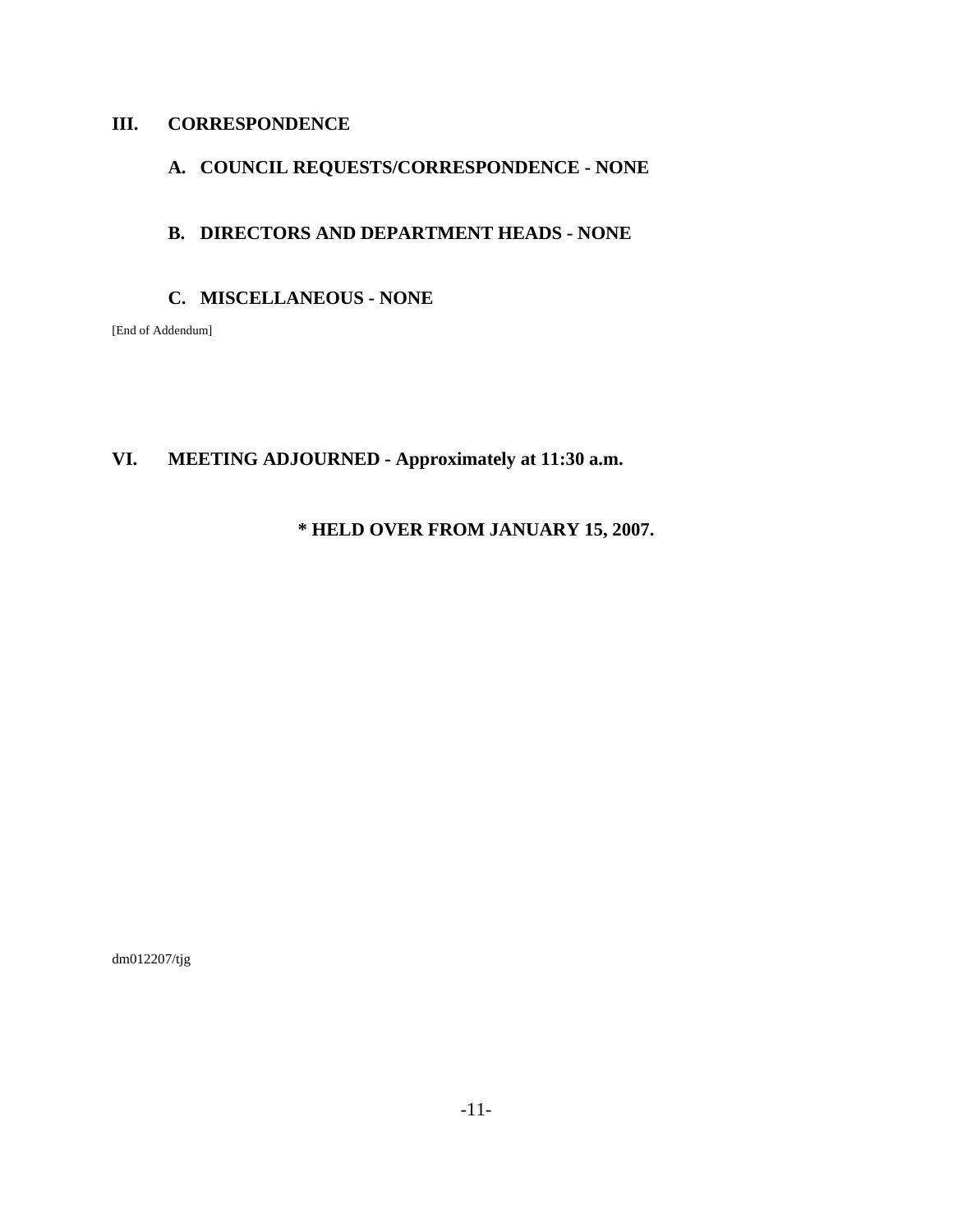## III. CORRESPONDENCE

### A. COUNCIL REQUESTS/CORRESPONDENCE - NONE

### B. DIRECTORS AND DEPARTMENT HEADS - NONE

### C. MISCELLANEOUS - NONE

[End of Addendum]

## VI. MEETING ADJOURNED - Approximately at 11:30 a.m.

**\* HELD OVER FROM JANUARY 15, 2007.**

dm012207/tjg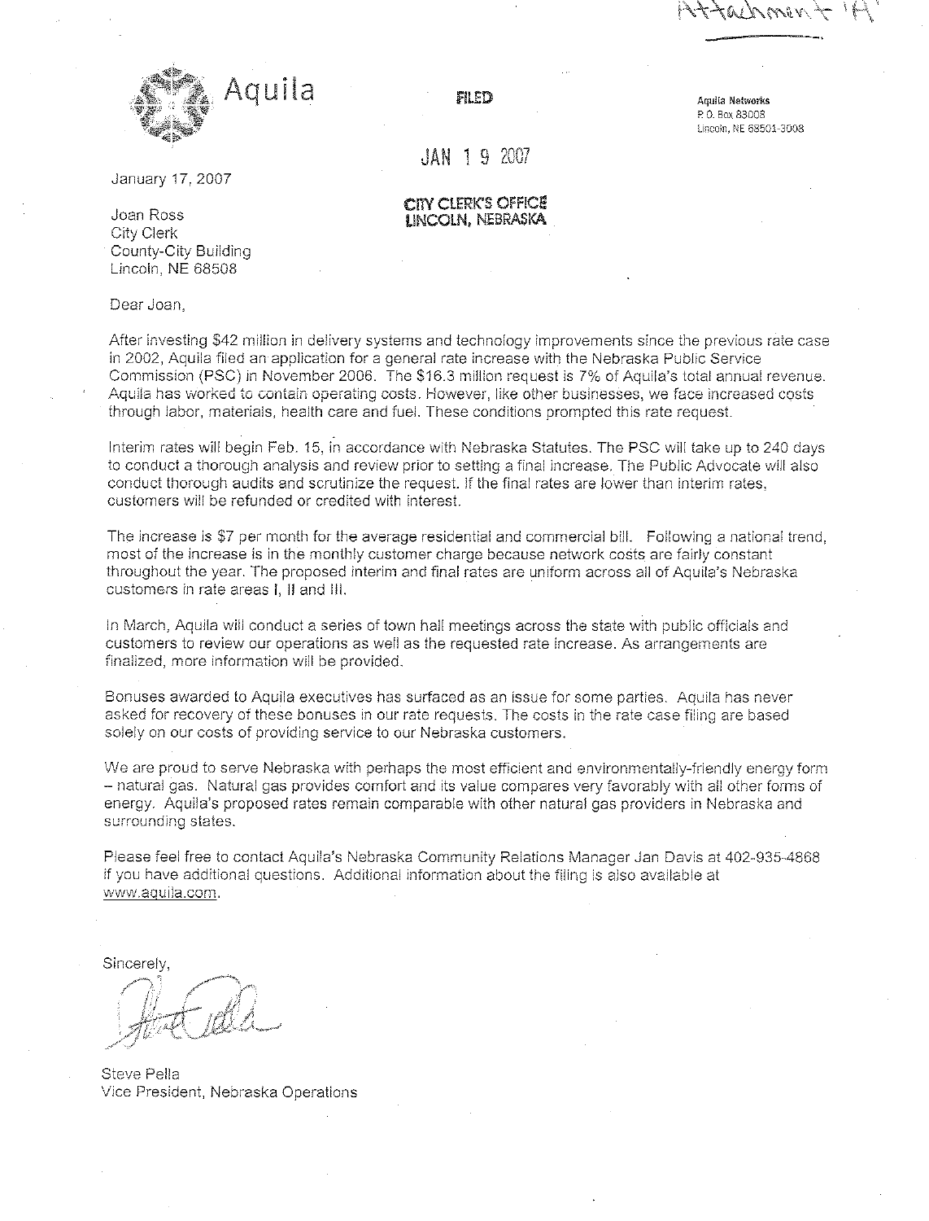Attachment 'A'

Aquila

FILED

JAN 19 2007

CITY CLERK'S OFFICE
LINCOLN, NEBRASKA

Aquila Networks
P.O. Box 83008
Lincoln, NE 68501-3008

January 17, 2007

Joan Ross
City Clerk
County-City Building
Lincoln, NE 68508

Dear Joan,

After investing $42 million in delivery systems and technology improvements since the previous rate case in 2002, Aquila filed an application for a general rate increase with the Nebraska Public Service Commission (PSC) in November 2006. The $16.3 million request is 7% of Aquila's total annual revenue. Aquila has worked to contain operating costs. However, like other businesses, we face increased costs through labor, materials, health care and fuel. These conditions prompted this rate request.

Interim rates will begin Feb. 15, in accordance with Nebraska Statutes. The PSC will take up to 240 days to conduct a thorough analysis and review prior to setting a final increase. The Public Advocate will also conduct thorough audits and scrutinize the request. If the final rates are lower than interim rates, customers will be refunded or credited with interest.

The increase is $7 per month for the average residential and commercial bill. Following a national trend, most of the increase is in the monthly customer charge because network costs are fairly constant throughout the year. The proposed interim and final rates are uniform across all of Aquila's Nebraska customers in rate areas I, II and III.

In March, Aquila will conduct a series of town hall meetings across the state with public officials and customers to review our operations as well as the requested rate increase. As arrangements are finalized, more information will be provided.

Bonuses awarded to Aquila executives has surfaced as an issue for some parties. Aquila has never asked for recovery of these bonuses in our rate requests. The costs in the rate case filing are based solely on our costs of providing service to our Nebraska customers.

We are proud to serve Nebraska with perhaps the most efficient and environmentally-friendly energy form – natural gas. Natural gas provides comfort and its value compares very favorably with all other forms of energy. Aquila's proposed rates remain comparable with other natural gas providers in Nebraska and surrounding states.

Please feel free to contact Aquila's Nebraska Community Relations Manager Jan Davis at 402-935-4868 if you have additional questions. Additional information about the filing is also available at www.aquila.com.

Sincerely,

Steve Pella
Vice President, Nebraska Operations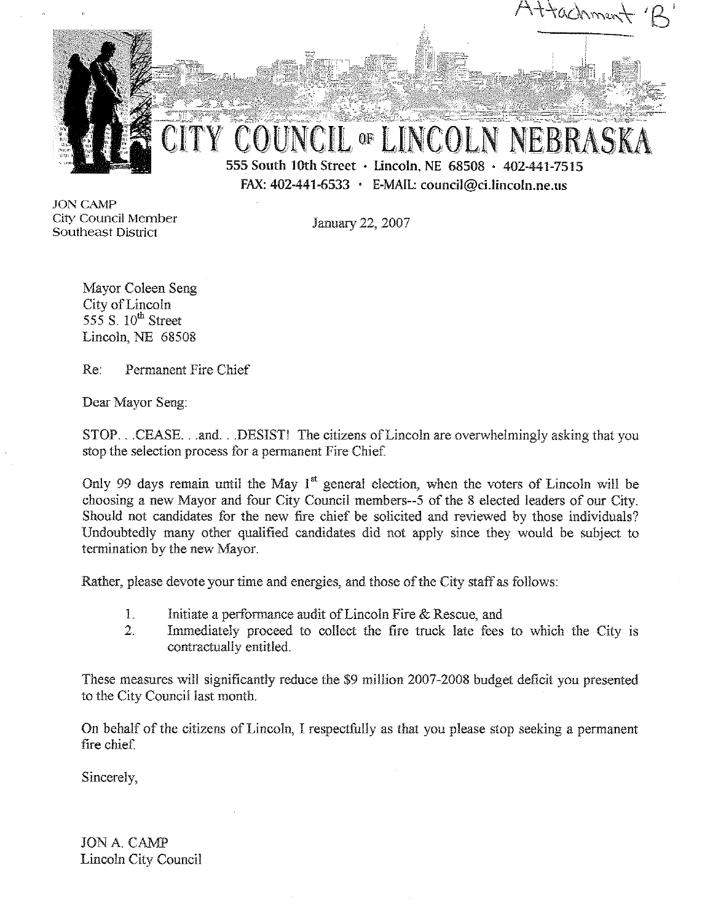Attachment 'B'

# CITY COUNCIL OF LINCOLN NEBRASKA

555 South 10th Street · Lincoln, NE 68508 · 402-441-7515
FAX: 402-441-6533 · E-MAIL: council@ci.lincoln.ne.us

JON CAMP
City Council Member
Southeast District

January 22, 2007

Mayor Coleen Seng
City of Lincoln
555 S. 10th Street
Lincoln, NE 68508

Re: Permanent Fire Chief

Dear Mayor Seng:

STOP. . .CEASE. . .and. . .DESIST! The citizens of Lincoln are overwhelmingly asking that you stop the selection process for a permanent Fire Chief.

Only 99 days remain until the May 1st general election, when the voters of Lincoln will be choosing a new Mayor and four City Council members--5 of the 8 elected leaders of our City. Should not candidates for the new fire chief be solicited and reviewed by those individuals? Undoubtedly many other qualified candidates did not apply since they would be subject to termination by the new Mayor.

Rather, please devote your time and energies, and those of the City staff as follows:

1. Initiate a performance audit of Lincoln Fire & Rescue, and
2. Immediately proceed to collect the fire truck late fees to which the City is contractually entitled.

These measures will significantly reduce the $9 million 2007-2008 budget deficit you presented to the City Council last month.

On behalf of the citizens of Lincoln, I respectfully as that you please stop seeking a permanent fire chief.

Sincerely,

JON A. CAMP
Lincoln City Council